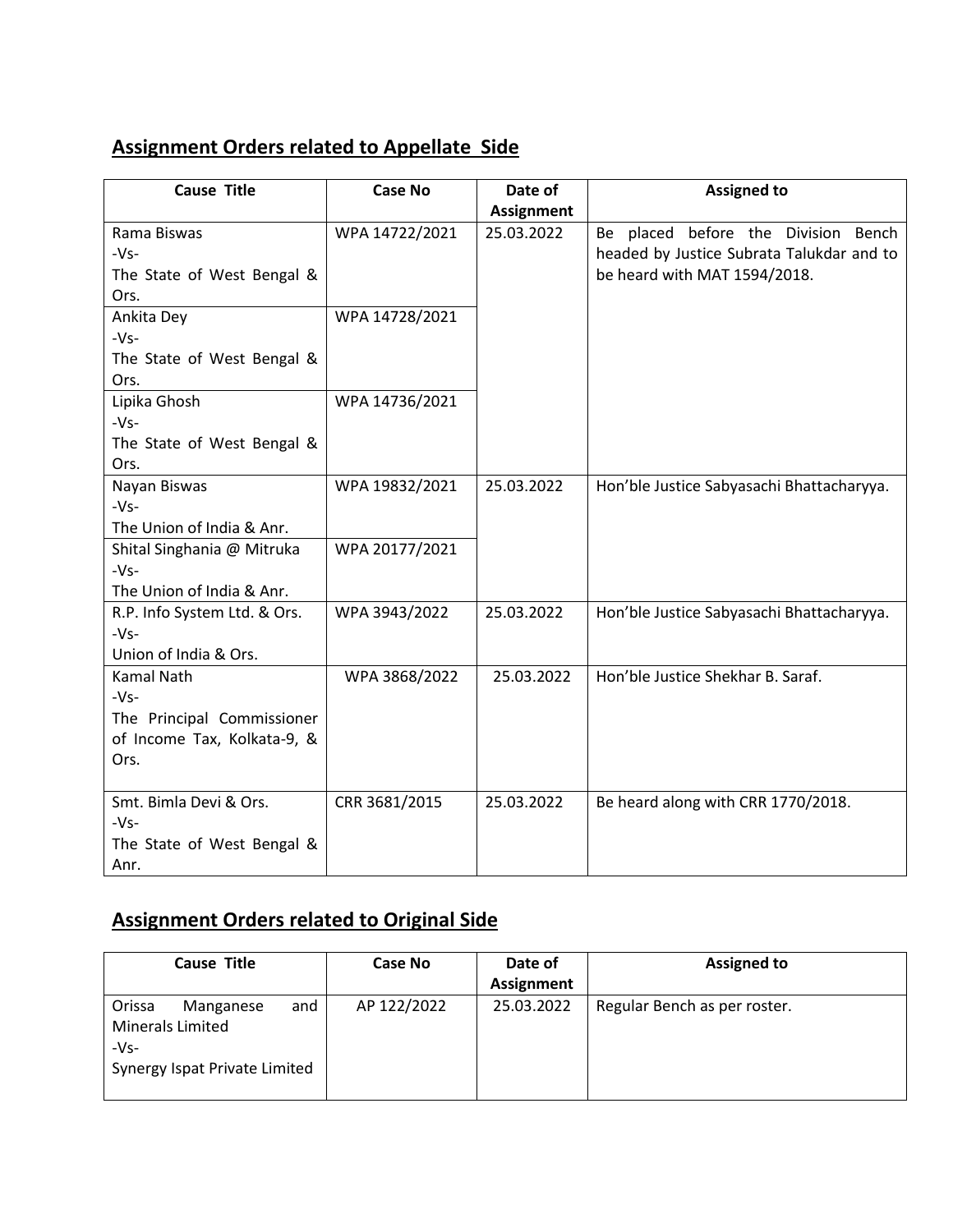## Assignment Orders related to Appellate Side

| Cause Title | Case No | Date of Assignment | Assigned to |
|---|---|---|---|
| Rama Biswas -Vs- The State of West Bengal & Ors. | WPA 14722/2021 | 25.03.2022 | Be placed before the Division Bench headed by Justice Subrata Talukdar and to be heard with MAT 1594/2018. |
| Ankita Dey -Vs- The State of West Bengal & Ors. | WPA 14728/2021 | | |
| Lipika Ghosh -Vs- The State of West Bengal & Ors. | WPA 14736/2021 | | |
| Nayan Biswas -Vs- The Union of India & Anr. | WPA 19832/2021 | 25.03.2022 | Hon'ble Justice Sabyasachi Bhattacharyya. |
| Shital Singhania @ Mitruka -Vs- The Union of India & Anr. | WPA 20177/2021 | | |
| R.P. Info System Ltd. & Ors. -Vs- Union of India & Ors. | WPA 3943/2022 | 25.03.2022 | Hon'ble Justice Sabyasachi Bhattacharyya. |
| Kamal Nath -Vs- The Principal Commissioner of Income Tax, Kolkata-9, & Ors. | WPA 3868/2022 | 25.03.2022 | Hon'ble Justice Shekhar B. Saraf. |
| Smt. Bimla Devi & Ors. -Vs- The State of West Bengal & Anr. | CRR 3681/2015 | 25.03.2022 | Be heard along with CRR 1770/2018. |

## Assignment Orders related to Original Side

| Cause Title | Case No | Date of Assignment | Assigned to |
|---|---|---|---|
| Orissa Manganese and Minerals Limited -Vs- Synergy Ispat Private Limited | AP 122/2022 | 25.03.2022 | Regular Bench as per roster. |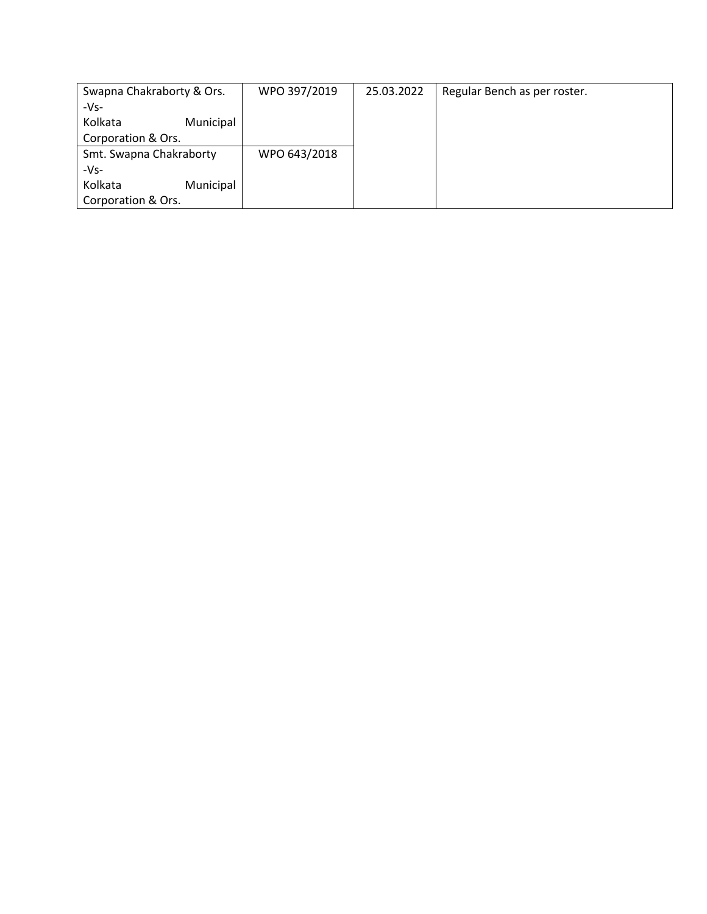| | | | |
|---|---|---|---|
| Swapna Chakraborty & Ors. -Vs- Kolkata Municipal Corporation & Ors. | WPO 397/2019 | 25.03.2022 | Regular Bench as per roster. |
| Smt. Swapna Chakraborty -Vs- Kolkata Municipal Corporation & Ors. | WPO 643/2018 | | |